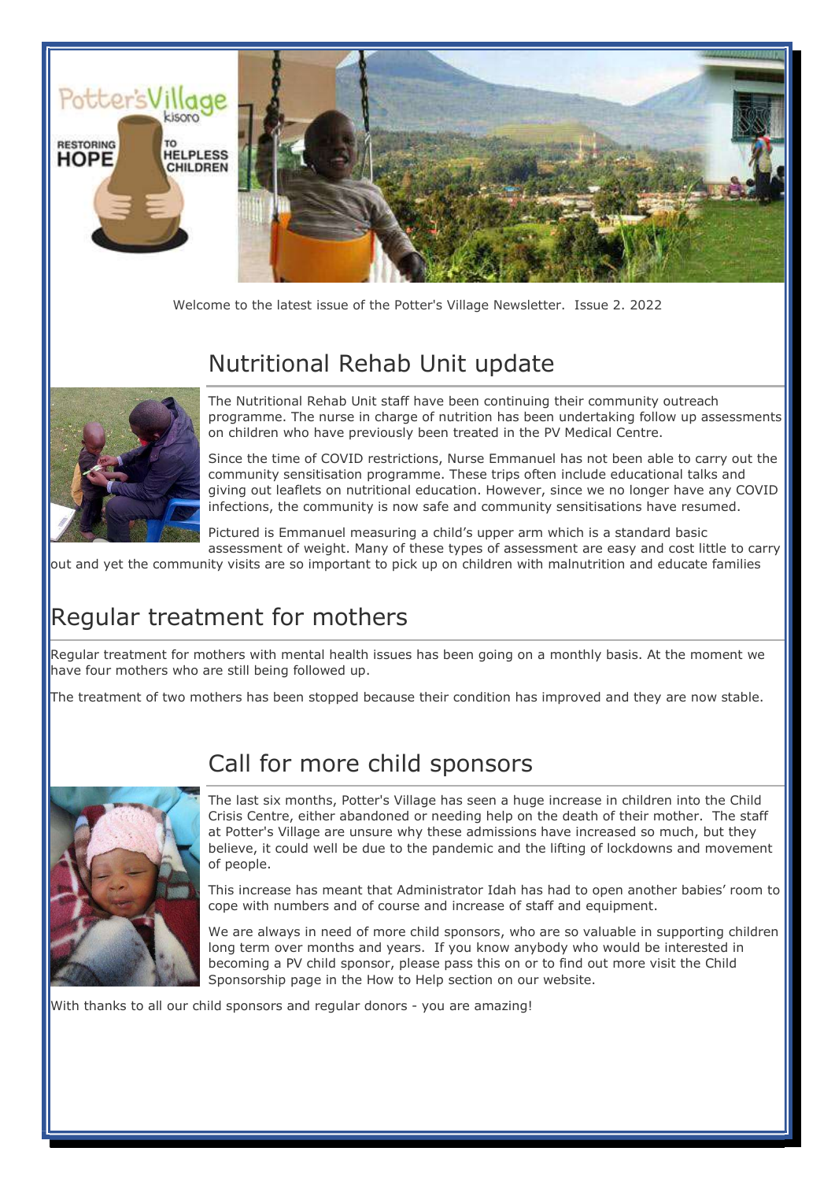Welcome to the latest issue of the Potter's Village Newsletter. Issue 2. 2022

## Nutritional Rehab Unit update

The Nutritional Rehab Unit staff have been continuing their community outreach programme. The nurse in charge of nutrition has been undertaking follow up assessments on children who have previously been treated in the PV Medical Centre.

Since the time of COVID restrictions, Nurse Emmanuel has not been able to carry out the community sensitisation programme. These trips often include educational talks and giving out leaflets on nutritional education. However, since we no longer have any COVID infections, the community is now safe and community sensitisations have resumed.

Pictured is Emmanuel measuring a child's upper arm which is a standard basic assessment of weight. Many of these types of assessment are easy and cost little to carry out and yet the community visits are so important to pick up on children with malnutrition and educate families

## Regular treatment for mothers

Regular treatment for mothers with mental health issues has been going on a monthly basis. At the moment we have four mothers who are still being followed up.

The treatment of two mothers has been stopped because their condition has improved and they are now stable.

## Call for more child sponsors

The last six months, Potter's Village has seen a huge increase in children into the Child Crisis Centre, either abandoned or needing help on the death of their mother. The staff at Potter's Village are unsure why these admissions have increased so much, but they believe, it could well be due to the pandemic and the lifting of lockdowns and movement of people.

This increase has meant that Administrator Idah has had to open another babies' room to cope with numbers and of course and increase of staff and equipment.

We are always in need of more child sponsors, who are so valuable in supporting children long term over months and years. If you know anybody who would be interested in becoming a PV child sponsor, please pass this on or to find out more visit the Child Sponsorship page in the How to Help section on our website.

With thanks to all our child sponsors and regular donors - you are amazing!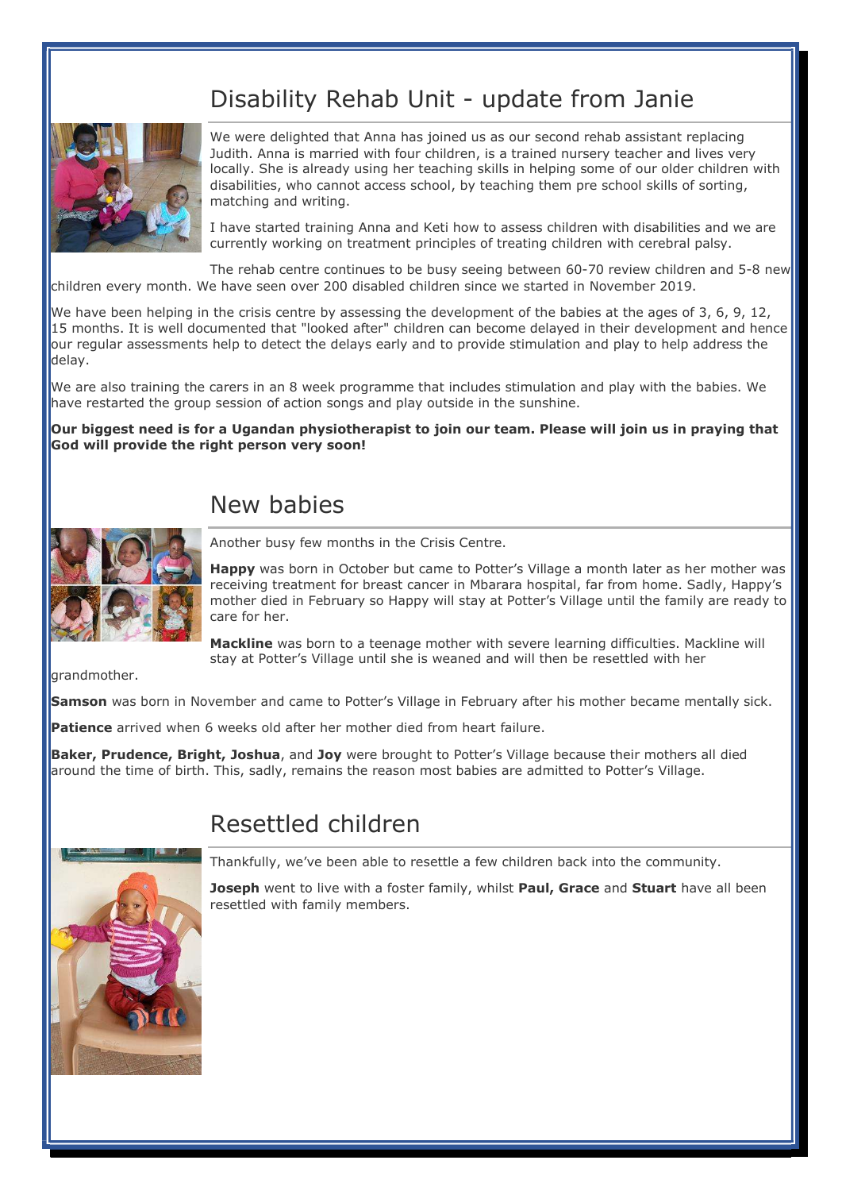## Disability Rehab Unit - update from Janie

We were delighted that Anna has joined us as our second rehab assistant replacing Judith. Anna is married with four children, is a trained nursery teacher and lives very locally. She is already using her teaching skills in helping some of our older children with disabilities, who cannot access school, by teaching them pre school skills of sorting, matching and writing.

I have started training Anna and Keti how to assess children with disabilities and we are currently working on treatment principles of treating children with cerebral palsy.

The rehab centre continues to be busy seeing between 60-70 review children and 5-8 new children every month. We have seen over 200 disabled children since we started in November 2019.

We have been helping in the crisis centre by assessing the development of the babies at the ages of 3, 6, 9, 12, 15 months. It is well documented that "looked after" children can become delayed in their development and hence our regular assessments help to detect the delays early and to provide stimulation and play to help address the delay.

We are also training the carers in an 8 week programme that includes stimulation and play with the babies. We have restarted the group session of action songs and play outside in the sunshine.

**Our biggest need is for a Ugandan physiotherapist to join our team. Please will join us in praying that God will provide the right person very soon!**

## New babies

Another busy few months in the Crisis Centre.

**Happy** was born in October but came to Potter's Village a month later as her mother was receiving treatment for breast cancer in Mbarara hospital, far from home. Sadly, Happy's mother died in February so Happy will stay at Potter's Village until the family are ready to care for her.

**Mackline** was born to a teenage mother with severe learning difficulties. Mackline will stay at Potter's Village until she is weaned and will then be resettled with her grandmother.

**Samson** was born in November and came to Potter's Village in February after his mother became mentally sick.

**Patience** arrived when 6 weeks old after her mother died from heart failure.

**Baker, Prudence, Bright, Joshua**, and **Joy** were brought to Potter's Village because their mothers all died around the time of birth. This, sadly, remains the reason most babies are admitted to Potter's Village.

## Resettled children

Thankfully, we've been able to resettle a few children back into the community.

**Joseph** went to live with a foster family, whilst **Paul, Grace** and **Stuart** have all been resettled with family members.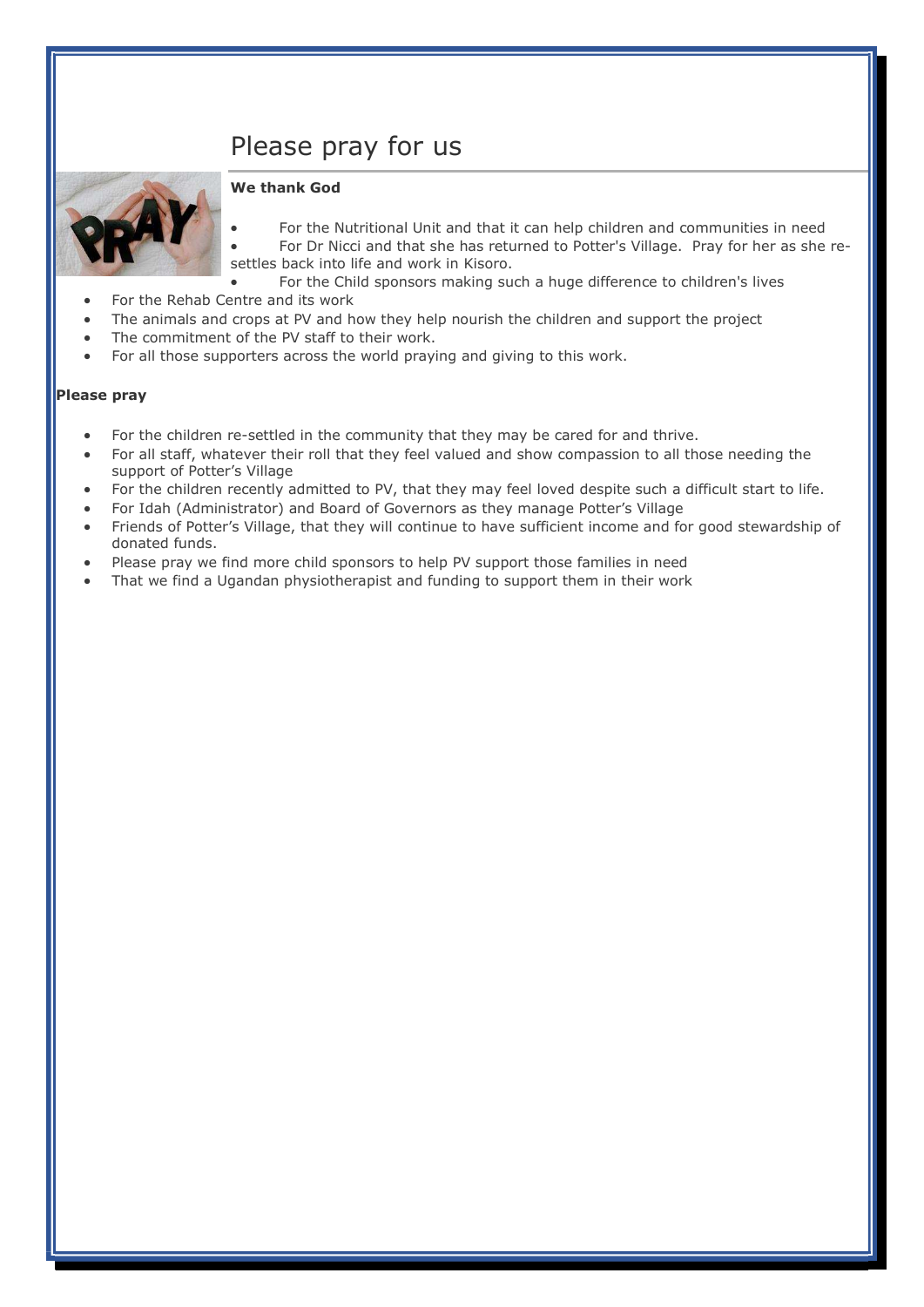# Please pray for us

**We thank God**

- For the Nutritional Unit and that it can help children and communities in need
- For Dr Nicci and that she has returned to Potter's Village. Pray for her as she re-settles back into life and work in Kisoro.
- For the Child sponsors making such a huge difference to children's lives
- For the Rehab Centre and its work
- The animals and crops at PV and how they help nourish the children and support the project
- The commitment of the PV staff to their work.
- For all those supporters across the world praying and giving to this work.

**Please pray**

- For the children re-settled in the community that they may be cared for and thrive.
- For all staff, whatever their roll that they feel valued and show compassion to all those needing the support of Potter's Village
- For the children recently admitted to PV, that they may feel loved despite such a difficult start to life.
- For Idah (Administrator) and Board of Governors as they manage Potter's Village
- Friends of Potter's Village, that they will continue to have sufficient income and for good stewardship of donated funds.
- Please pray we find more child sponsors to help PV support those families in need
- That we find a Ugandan physiotherapist and funding to support them in their work